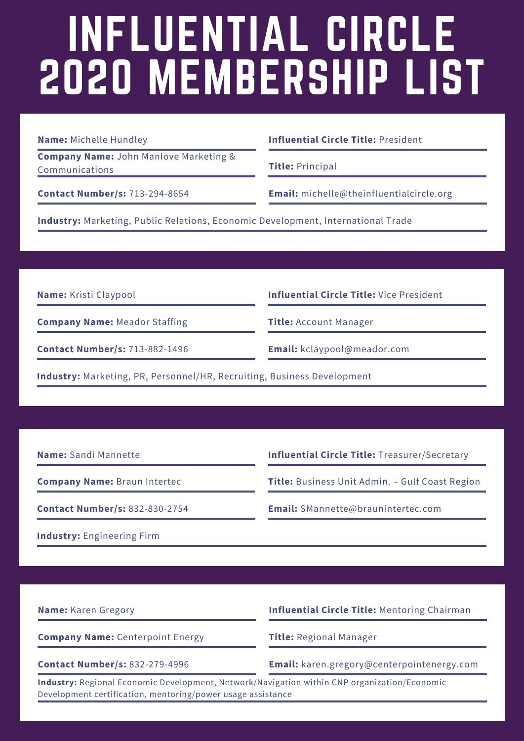# INFLUENTIAL CIRCLE 2020 MEMBERSHIP LIST

**Name:** Michelle Hundley

**Influential Circle Title:** President

**Company Name:** John Manlove Marketing & Communications

**Title:** Principal

**Contact Number/s:** 713-294-8654

**Email:** michelle@theinfluentialcircle.org

**Industry:** Marketing, Public Relations, Economic Development, International Trade

---

**Name:** Kristi Claypool

**Influential Circle Title:** Vice President

**Company Name:** Meador Staffing

**Title:** Account Manager

**Contact Number/s:** 713-882-1496

**Email:** kclaypool@meador.com

**Industry:** Marketing, PR, Personnel/HR, Recruiting, Business Development

---

**Name:** Sandi Mannette

**Influential Circle Title:** Treasurer/Secretary

**Company Name:** Braun Intertec

**Title:** Business Unit Admin. – Gulf Coast Region

**Contact Number/s:** 832-830-2754

**Email:** SMannette@braunintertec.com

**Industry:** Engineering Firm

---

**Name:** Karen Gregory

**Influential Circle Title:** Mentoring Chairman

**Company Name:** Centerpoint Energy

**Title:** Regional Manager

**Contact Number/s:** 832-279-4996

**Email:** karen.gregory@centerpointenergy.com

**Industry:** Regional Economic Development, Network/Navigation within CNP organization/Economic Development certification, mentoring/power usage assistance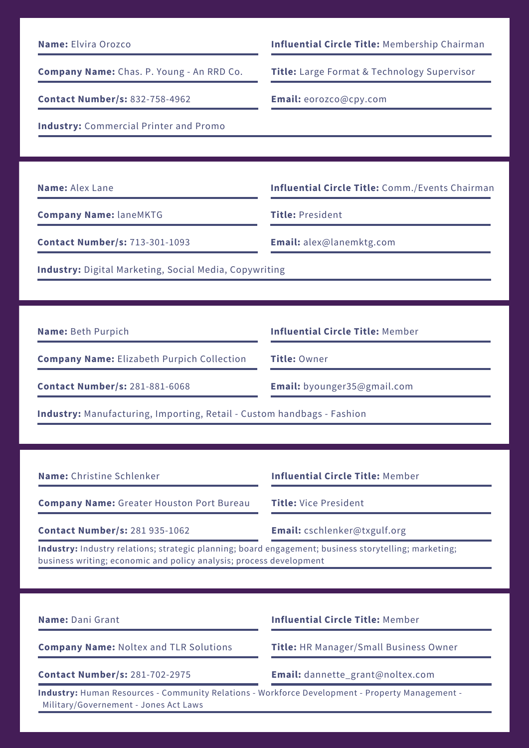**Name:** Elvira Orozco

**Influential Circle Title:** Membership Chairman

**Company Name:** Chas. P. Young - An RRD Co.

**Title:** Large Format & Technology Supervisor

**Contact Number/s:** 832-758-4962

**Email:** eorozco@cpy.com

**Industry:** Commercial Printer and Promo

---

**Name:** Alex Lane

**Influential Circle Title:** Comm./Events Chairman

**Company Name:** laneMKTG

**Title:** President

**Contact Number/s:** 713-301-1093

**Email:** alex@lanemktg.com

**Industry:** Digital Marketing, Social Media, Copywriting

---

**Name:** Beth Purpich

**Influential Circle Title:** Member

**Company Name:** Elizabeth Purpich Collection

**Title:** Owner

**Contact Number/s:** 281-881-6068

**Email:** byounger35@gmail.com

**Industry:** Manufacturing, Importing, Retail - Custom handbags - Fashion

---

**Name:** Christine Schlenker

**Influential Circle Title:** Member

**Company Name:** Greater Houston Port Bureau

**Title:** Vice President

**Contact Number/s:** 281 935-1062

**Email:** cschlenker@txgulf.org

**Industry:** Industry relations; strategic planning; board engagement; business storytelling; marketing; business writing; economic and policy analysis; process development

---

**Name:** Dani Grant

**Influential Circle Title:** Member

**Company Name:** Noltex and TLR Solutions

**Title:** HR Manager/Small Business Owner

**Contact Number/s:** 281-702-2975

**Email:** dannette_grant@noltex.com

**Industry:** Human Resources - Community Relations - Workforce Development - Property Management - Military/Governement - Jones Act Laws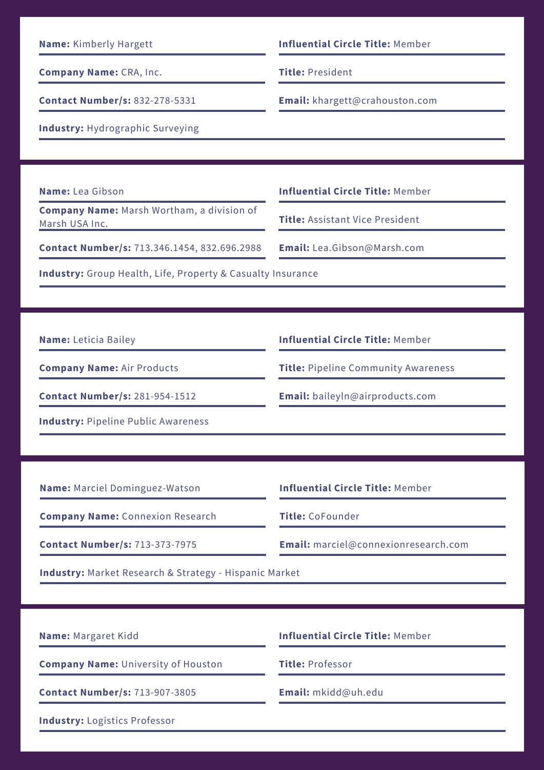**Name:** Kimberly Hargett

**Influential Circle Title:** Member

**Company Name:** CRA, Inc.

**Title:** President

**Contact Number/s:** 832-278-5331

**Email:** khargett@crahouston.com

**Industry:** Hydrographic Surveying

---

**Name:** Lea Gibson

**Influential Circle Title:** Member

**Company Name:** Marsh Wortham, a division of Marsh USA Inc.

**Title:** Assistant Vice President

**Contact Number/s:** 713.346.1454, 832.696.2988

**Email:** Lea.Gibson@Marsh.com

**Industry:** Group Health, Life, Property & Casualty Insurance

---

**Name:** Leticia Bailey

**Influential Circle Title:** Member

**Company Name:** Air Products

**Title:** Pipeline Community Awareness

**Contact Number/s:** 281-954-1512

**Email:** baileyln@airproducts.com

**Industry:** Pipeline Public Awareness

---

**Name:** Marciel Dominguez-Watson

**Influential Circle Title:** Member

**Company Name:** Connexion Research

**Title:** CoFounder

**Contact Number/s:** 713-373-7975

**Email:** marciel@connexionresearch.com

**Industry:** Market Research & Strategy - Hispanic Market

---

**Name:** Margaret Kidd

**Influential Circle Title:** Member

**Company Name:** University of Houston

**Title:** Professor

**Contact Number/s:** 713-907-3805

**Email:** mkidd@uh.edu

**Industry:** Logistics Professor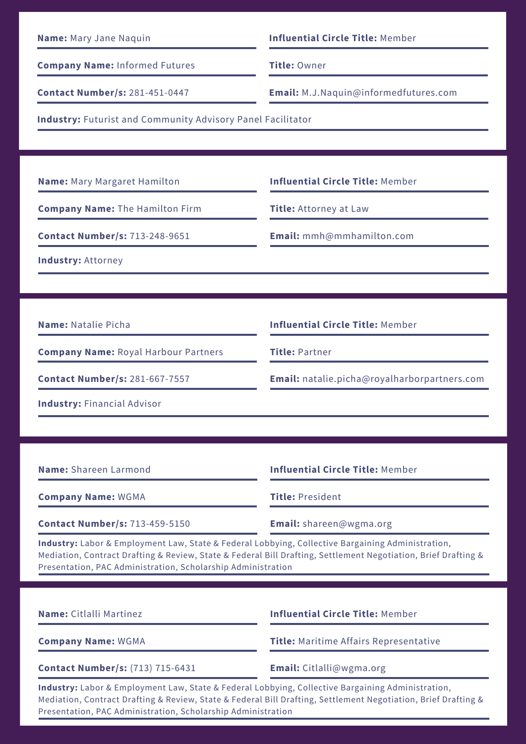**Name:** Mary Jane Naquin

**Influential Circle Title:** Member

**Company Name:** Informed Futures

**Title:** Owner

**Contact Number/s:** 281-451-0447

**Email:** M.J.Naquin@informedfutures.com

**Industry:** Futurist and Community Advisory Panel Facilitator

---

**Name:** Mary Margaret Hamilton

**Influential Circle Title:** Member

**Company Name:** The Hamilton Firm

**Title:** Attorney at Law

**Contact Number/s:** 713-248-9651

**Email:** mmh@mmhamilton.com

**Industry:** Attorney

---

**Name:** Natalie Picha

**Influential Circle Title:** Member

**Company Name:** Royal Harbour Partners

**Title:** Partner

**Contact Number/s:** 281-667-7557

**Email:** natalie.picha@royalharborpartners.com

**Industry:** Financial Advisor

---

**Name:** Shareen Larmond

**Influential Circle Title:** Member

**Company Name:** WGMA

**Title:** President

**Contact Number/s:** 713-459-5150

**Email:** shareen@wgma.org

**Industry:** Labor & Employment Law, State & Federal Lobbying, Collective Bargaining Administration, Mediation, Contract Drafting & Review, State & Federal Bill Drafting, Settlement Negotiation, Brief Drafting & Presentation, PAC Administration, Scholarship Administration

---

**Name:** Citlalli Martinez

**Influential Circle Title:** Member

**Company Name:** WGMA

**Title:** Maritime Affairs Representative

**Contact Number/s:** (713) 715-6431

**Email:** Citlalli@wgma.org

**Industry:** Labor & Employment Law, State & Federal Lobbying, Collective Bargaining Administration, Mediation, Contract Drafting & Review, State & Federal Bill Drafting, Settlement Negotiation, Brief Drafting & Presentation, PAC Administration, Scholarship Administration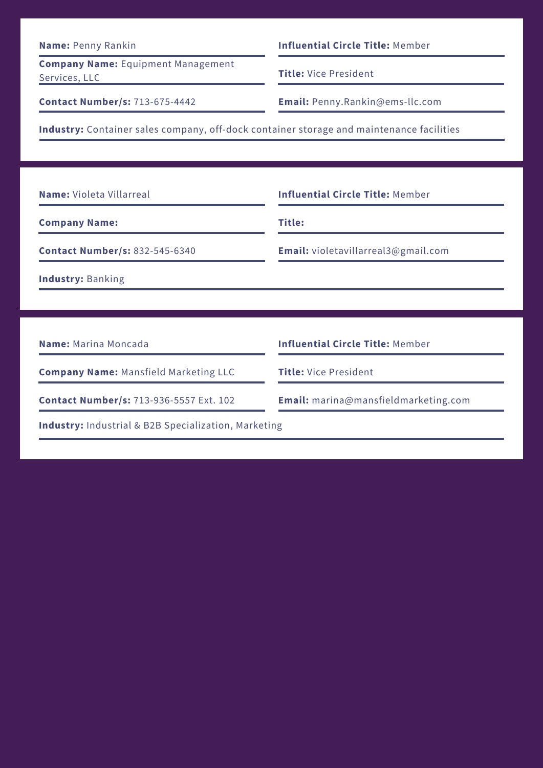**Name:** Penny Rankin

**Influential Circle Title:** Member

**Company Name:** Equipment Management Services, LLC

**Title:** Vice President

**Contact Number/s:** 713-675-4442

**Email:** Penny.Rankin@ems-llc.com

**Industry:** Container sales company, off-dock container storage and maintenance facilities

---

**Name:** Violeta Villarreal

**Influential Circle Title:** Member

**Company Name:**

**Title:**

**Contact Number/s:** 832-545-6340

**Email:** violetavillarreal3@gmail.com

**Industry:** Banking

---

**Name:** Marina Moncada

**Influential Circle Title:** Member

**Company Name:** Mansfield Marketing LLC

**Title:** Vice President

**Contact Number/s:** 713-936-5557 Ext. 102

**Email:** marina@mansfieldmarketing.com

**Industry:** Industrial & B2B Specialization, Marketing